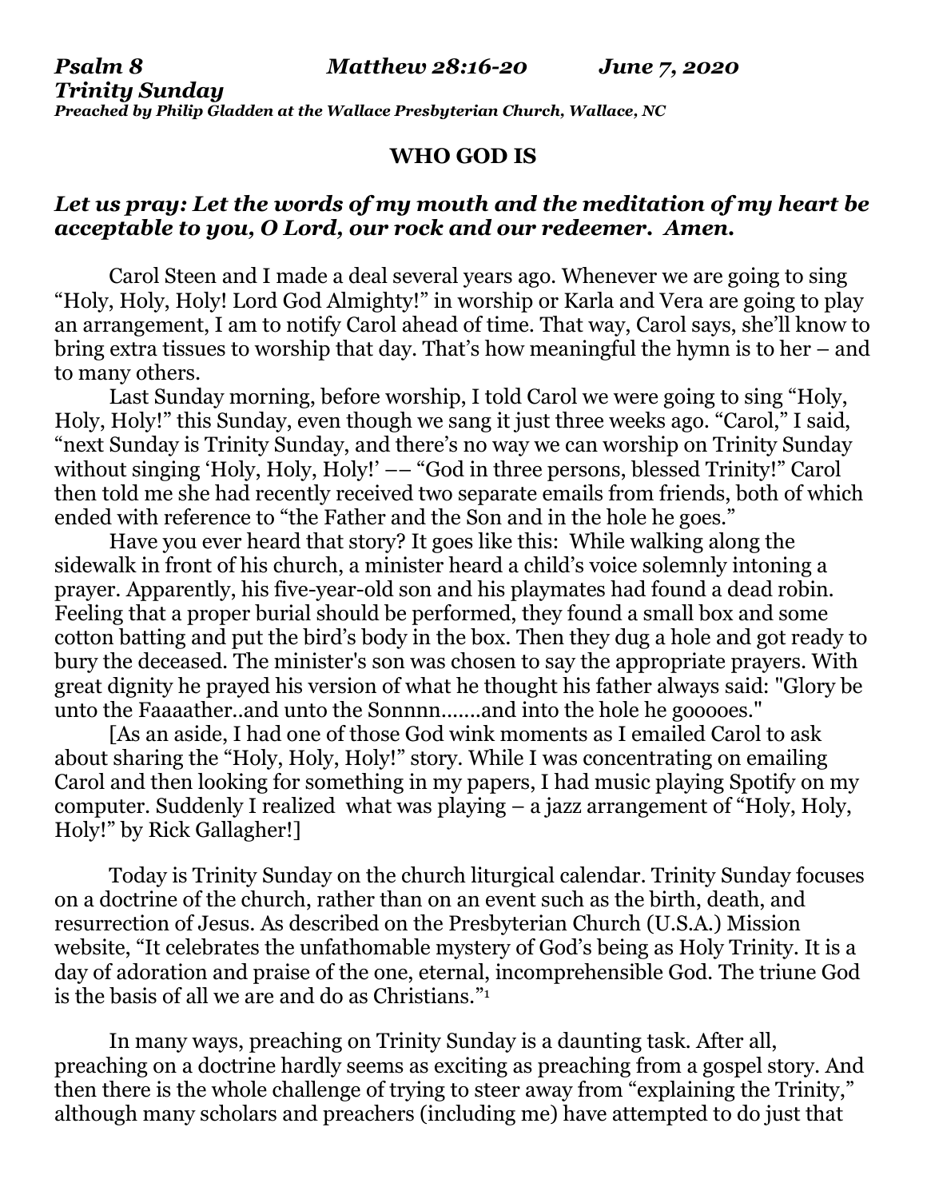***Psalm 8 Matthew 28:16-20 June 7, 2020***
***Trinity Sunday***
***Preached by Philip Gladden at the Wallace Presbyterian Church, Wallace, NC***

**WHO GOD IS**

***Let us pray: Let the words of my mouth and the meditation of my heart be acceptable to you, O Lord, our rock and our redeemer. Amen.***

Carol Steen and I made a deal several years ago. Whenever we are going to sing "Holy, Holy, Holy! Lord God Almighty!" in worship or Karla and Vera are going to play an arrangement, I am to notify Carol ahead of time. That way, Carol says, she'll know to bring extra tissues to worship that day. That's how meaningful the hymn is to her – and to many others.

Last Sunday morning, before worship, I told Carol we were going to sing "Holy, Holy, Holy!" this Sunday, even though we sang it just three weeks ago. "Carol," I said, "next Sunday is Trinity Sunday, and there's no way we can worship on Trinity Sunday without singing 'Holy, Holy, Holy!' –– "God in three persons, blessed Trinity!" Carol then told me she had recently received two separate emails from friends, both of which ended with reference to "the Father and the Son and in the hole he goes."

Have you ever heard that story? It goes like this: While walking along the sidewalk in front of his church, a minister heard a child's voice solemnly intoning a prayer. Apparently, his five-year-old son and his playmates had found a dead robin. Feeling that a proper burial should be performed, they found a small box and some cotton batting and put the bird's body in the box. Then they dug a hole and got ready to bury the deceased. The minister's son was chosen to say the appropriate prayers. With great dignity he prayed his version of what he thought his father always said: "Glory be unto the Faaaather..and unto the Sonnnn.......and into the hole he gooooes."

[As an aside, I had one of those God wink moments as I emailed Carol to ask about sharing the "Holy, Holy, Holy!" story. While I was concentrating on emailing Carol and then looking for something in my papers, I had music playing Spotify on my computer. Suddenly I realized what was playing – a jazz arrangement of "Holy, Holy, Holy!" by Rick Gallagher!]

Today is Trinity Sunday on the church liturgical calendar. Trinity Sunday focuses on a doctrine of the church, rather than on an event such as the birth, death, and resurrection of Jesus. As described on the Presbyterian Church (U.S.A.) Mission website, "It celebrates the unfathomable mystery of God's being as Holy Trinity. It is a day of adoration and praise of the one, eternal, incomprehensible God. The triune God is the basis of all we are and do as Christians."[1]

In many ways, preaching on Trinity Sunday is a daunting task. After all, preaching on a doctrine hardly seems as exciting as preaching from a gospel story. And then there is the whole challenge of trying to steer away from "explaining the Trinity," although many scholars and preachers (including me) have attempted to do just that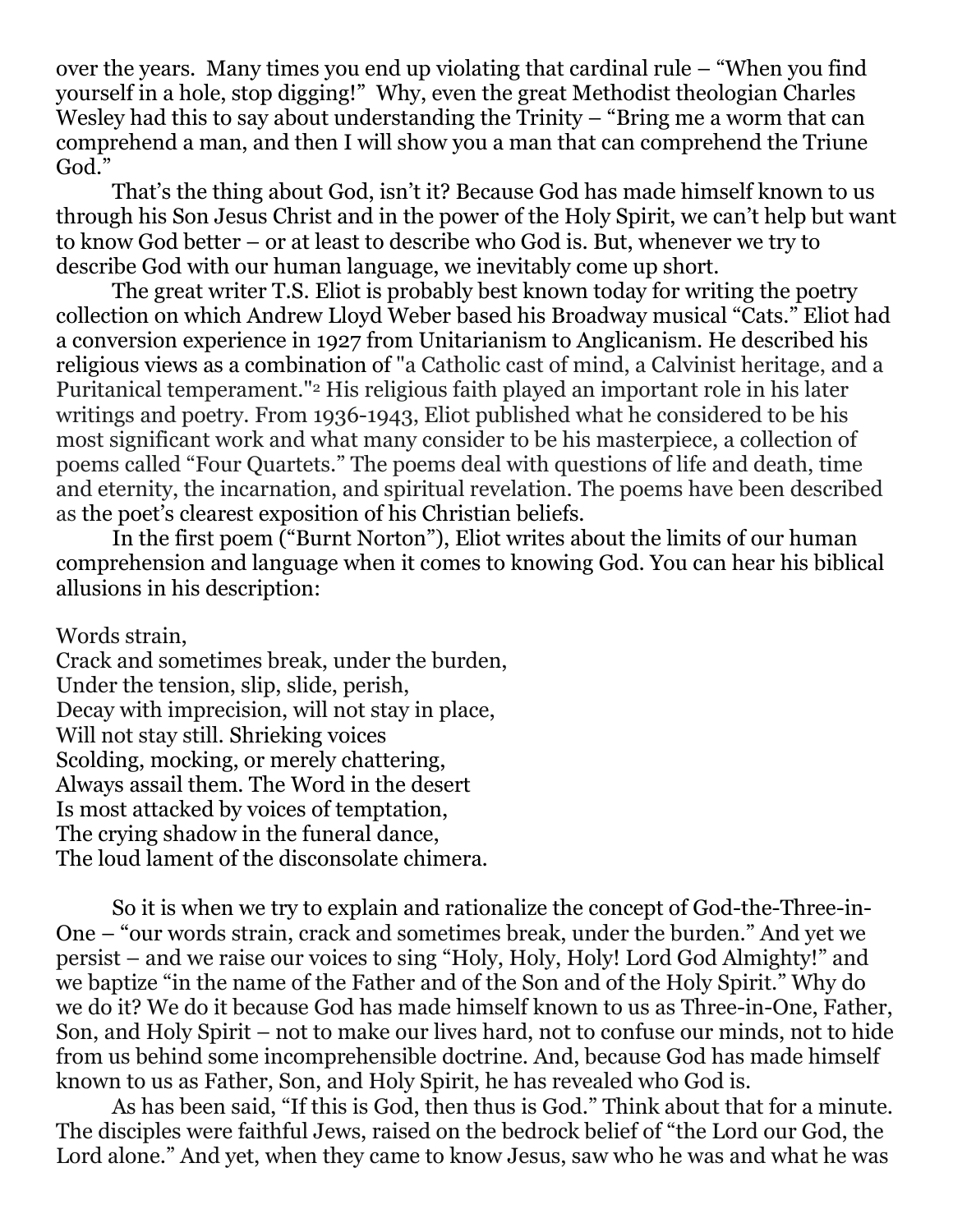over the years. Many times you end up violating that cardinal rule – "When you find yourself in a hole, stop digging!" Why, even the great Methodist theologian Charles Wesley had this to say about understanding the Trinity – "Bring me a worm that can comprehend a man, and then I will show you a man that can comprehend the Triune God."

That's the thing about God, isn't it? Because God has made himself known to us through his Son Jesus Christ and in the power of the Holy Spirit, we can't help but want to know God better – or at least to describe who God is. But, whenever we try to describe God with our human language, we inevitably come up short.

The great writer T.S. Eliot is probably best known today for writing the poetry collection on which Andrew Lloyd Weber based his Broadway musical "Cats." Eliot had a conversion experience in 1927 from Unitarianism to Anglicanism. He described his religious views as a combination of "a Catholic cast of mind, a Calvinist heritage, and a Puritanical temperament."[2] His religious faith played an important role in his later writings and poetry. From 1936-1943, Eliot published what he considered to be his most significant work and what many consider to be his masterpiece, a collection of poems called "Four Quartets." The poems deal with questions of life and death, time and eternity, the incarnation, and spiritual revelation. The poems have been described as the poet's clearest exposition of his Christian beliefs.

In the first poem ("Burnt Norton"), Eliot writes about the limits of our human comprehension and language when it comes to knowing God. You can hear his biblical allusions in his description:

Words strain,  
Crack and sometimes break, under the burden,  
Under the tension, slip, slide, perish,  
Decay with imprecision, will not stay in place,  
Will not stay still. Shrieking voices  
Scolding, mocking, or merely chattering,  
Always assail them. The Word in the desert  
Is most attacked by voices of temptation,  
The crying shadow in the funeral dance,  
The loud lament of the disconsolate chimera.

So it is when we try to explain and rationalize the concept of God-the-Three-in-One – "our words strain, crack and sometimes break, under the burden." And yet we persist – and we raise our voices to sing "Holy, Holy, Holy! Lord God Almighty!" and we baptize "in the name of the Father and of the Son and of the Holy Spirit." Why do we do it? We do it because God has made himself known to us as Three-in-One, Father, Son, and Holy Spirit – not to make our lives hard, not to confuse our minds, not to hide from us behind some incomprehensible doctrine. And, because God has made himself known to us as Father, Son, and Holy Spirit, he has revealed who God is.

As has been said, "If this is God, then thus is God." Think about that for a minute. The disciples were faithful Jews, raised on the bedrock belief of "the Lord our God, the Lord alone." And yet, when they came to know Jesus, saw who he was and what he was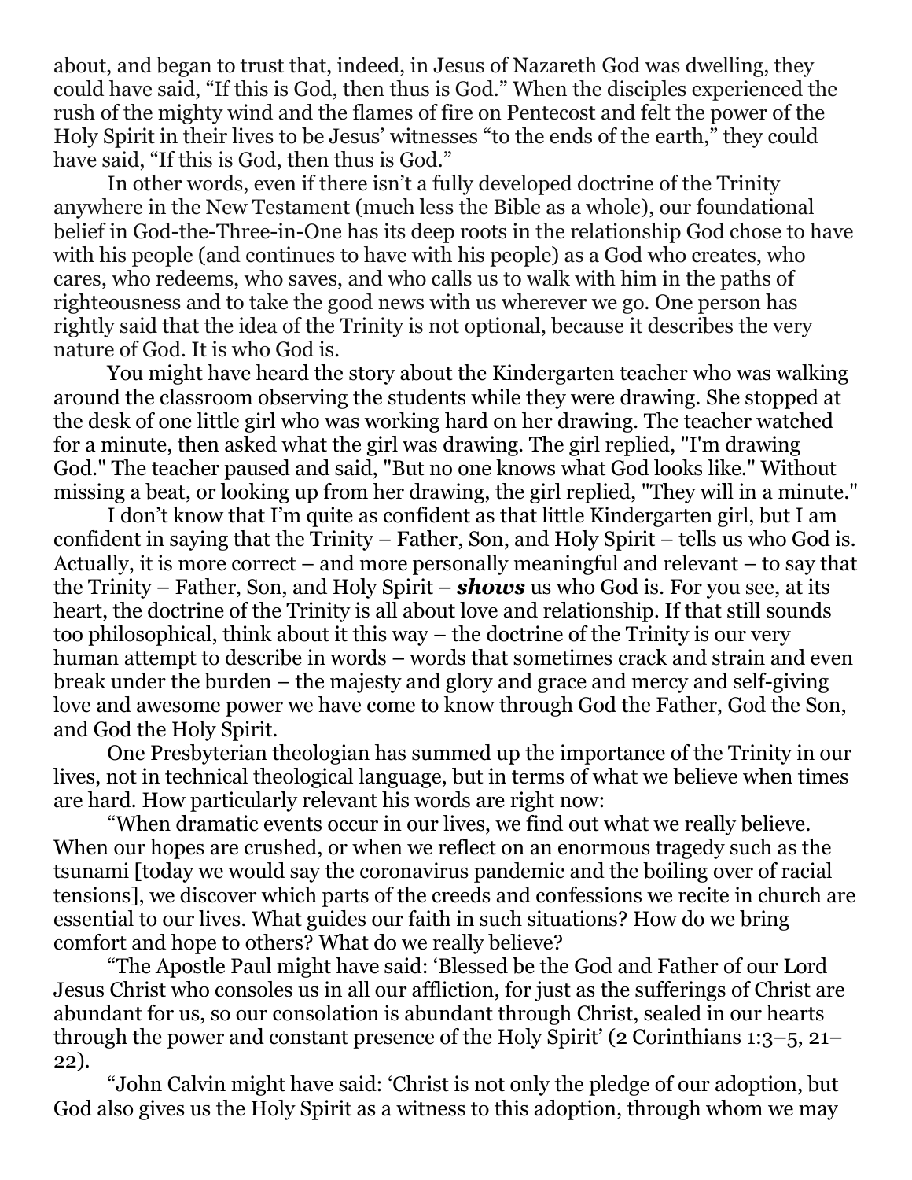about, and began to trust that, indeed, in Jesus of Nazareth God was dwelling, they could have said, "If this is God, then thus is God." When the disciples experienced the rush of the mighty wind and the flames of fire on Pentecost and felt the power of the Holy Spirit in their lives to be Jesus' witnesses "to the ends of the earth," they could have said, "If this is God, then thus is God."

In other words, even if there isn't a fully developed doctrine of the Trinity anywhere in the New Testament (much less the Bible as a whole), our foundational belief in God-the-Three-in-One has its deep roots in the relationship God chose to have with his people (and continues to have with his people) as a God who creates, who cares, who redeems, who saves, and who calls us to walk with him in the paths of righteousness and to take the good news with us wherever we go. One person has rightly said that the idea of the Trinity is not optional, because it describes the very nature of God. It is who God is.

You might have heard the story about the Kindergarten teacher who was walking around the classroom observing the students while they were drawing. She stopped at the desk of one little girl who was working hard on her drawing. The teacher watched for a minute, then asked what the girl was drawing. The girl replied, "I'm drawing God." The teacher paused and said, "But no one knows what God looks like." Without missing a beat, or looking up from her drawing, the girl replied, "They will in a minute."

I don't know that I'm quite as confident as that little Kindergarten girl, but I am confident in saying that the Trinity – Father, Son, and Holy Spirit – tells us who God is. Actually, it is more correct – and more personally meaningful and relevant – to say that the Trinity – Father, Son, and Holy Spirit – ***shows*** us who God is. For you see, at its heart, the doctrine of the Trinity is all about love and relationship. If that still sounds too philosophical, think about it this way – the doctrine of the Trinity is our very human attempt to describe in words – words that sometimes crack and strain and even break under the burden – the majesty and glory and grace and mercy and self-giving love and awesome power we have come to know through God the Father, God the Son, and God the Holy Spirit.

One Presbyterian theologian has summed up the importance of the Trinity in our lives, not in technical theological language, but in terms of what we believe when times are hard. How particularly relevant his words are right now:

"When dramatic events occur in our lives, we find out what we really believe. When our hopes are crushed, or when we reflect on an enormous tragedy such as the tsunami [today we would say the coronavirus pandemic and the boiling over of racial tensions], we discover which parts of the creeds and confessions we recite in church are essential to our lives. What guides our faith in such situations? How do we bring comfort and hope to others? What do we really believe?

"The Apostle Paul might have said: 'Blessed be the God and Father of our Lord Jesus Christ who consoles us in all our affliction, for just as the sufferings of Christ are abundant for us, so our consolation is abundant through Christ, sealed in our hearts through the power and constant presence of the Holy Spirit' (2 Corinthians 1:3–5, 21–22).

"John Calvin might have said: 'Christ is not only the pledge of our adoption, but God also gives us the Holy Spirit as a witness to this adoption, through whom we may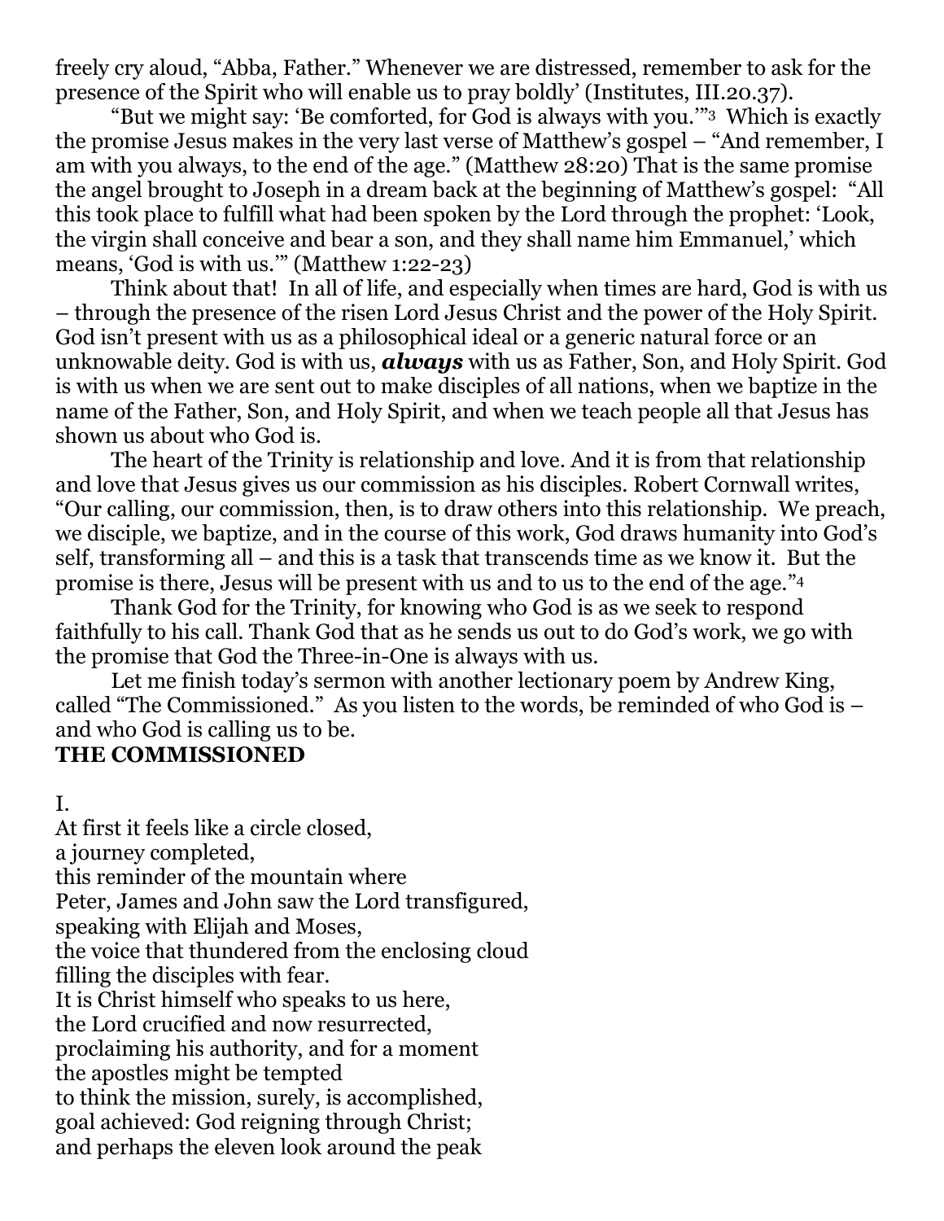freely cry aloud, "Abba, Father." Whenever we are distressed, remember to ask for the presence of the Spirit who will enable us to pray boldly' (Institutes, III.20.37).

"But we might say: 'Be comforted, for God is always with you.'"[3] Which is exactly the promise Jesus makes in the very last verse of Matthew's gospel – "And remember, I am with you always, to the end of the age." (Matthew 28:20) That is the same promise the angel brought to Joseph in a dream back at the beginning of Matthew's gospel: "All this took place to fulfill what had been spoken by the Lord through the prophet: 'Look, the virgin shall conceive and bear a son, and they shall name him Emmanuel,' which means, 'God is with us.'" (Matthew 1:22-23)

Think about that! In all of life, and especially when times are hard, God is with us – through the presence of the risen Lord Jesus Christ and the power of the Holy Spirit. God isn't present with us as a philosophical ideal or a generic natural force or an unknowable deity. God is with us, ***always*** with us as Father, Son, and Holy Spirit. God is with us when we are sent out to make disciples of all nations, when we baptize in the name of the Father, Son, and Holy Spirit, and when we teach people all that Jesus has shown us about who God is.

The heart of the Trinity is relationship and love. And it is from that relationship and love that Jesus gives us our commission as his disciples. Robert Cornwall writes, "Our calling, our commission, then, is to draw others into this relationship. We preach, we disciple, we baptize, and in the course of this work, God draws humanity into God's self, transforming all – and this is a task that transcends time as we know it. But the promise is there, Jesus will be present with us and to us to the end of the age."[4]

Thank God for the Trinity, for knowing who God is as we seek to respond faithfully to his call. Thank God that as he sends us out to do God's work, we go with the promise that God the Three-in-One is always with us.

Let me finish today's sermon with another lectionary poem by Andrew King, called "The Commissioned." As you listen to the words, be reminded of who God is – and who God is calling us to be.

**THE COMMISSIONED**

I.
At first it feels like a circle closed,
a journey completed,
this reminder of the mountain where
Peter, James and John saw the Lord transfigured,
speaking with Elijah and Moses,
the voice that thundered from the enclosing cloud
filling the disciples with fear.
It is Christ himself who speaks to us here,
the Lord crucified and now resurrected,
proclaiming his authority, and for a moment
the apostles might be tempted
to think the mission, surely, is accomplished,
goal achieved: God reigning through Christ;
and perhaps the eleven look around the peak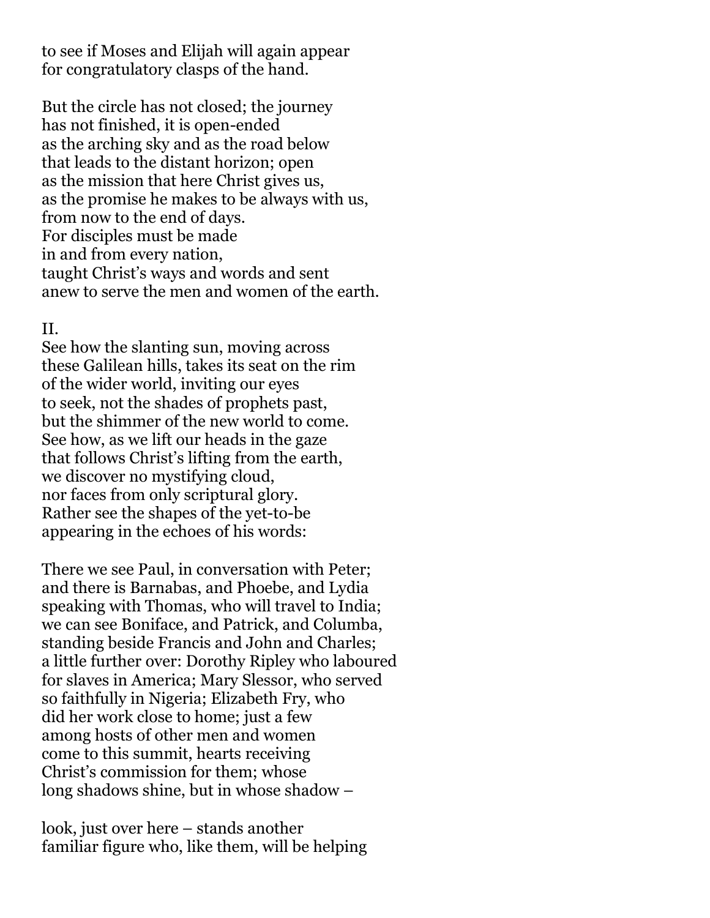to see if Moses and Elijah will again appear
for congratulatory clasps of the hand.

But the circle has not closed; the journey
has not finished, it is open-ended
as the arching sky and as the road below
that leads to the distant horizon; open
as the mission that here Christ gives us,
as the promise he makes to be always with us,
from now to the end of days.
For disciples must be made
in and from every nation,
taught Christ's ways and words and sent
anew to serve the men and women of the earth.

II.
See how the slanting sun, moving across
these Galilean hills, takes its seat on the rim
of the wider world, inviting our eyes
to seek, not the shades of prophets past,
but the shimmer of the new world to come.
See how, as we lift our heads in the gaze
that follows Christ's lifting from the earth,
we discover no mystifying cloud,
nor faces from only scriptural glory.
Rather see the shapes of the yet-to-be
appearing in the echoes of his words:

There we see Paul, in conversation with Peter;
and there is Barnabas, and Phoebe, and Lydia
speaking with Thomas, who will travel to India;
we can see Boniface, and Patrick, and Columba,
standing beside Francis and John and Charles;
a little further over: Dorothy Ripley who laboured
for slaves in America; Mary Slessor, who served
so faithfully in Nigeria; Elizabeth Fry, who
did her work close to home; just a few
among hosts of other men and women
come to this summit, hearts receiving
Christ's commission for them; whose
long shadows shine, but in whose shadow –

look, just over here – stands another
familiar figure who, like them, will be helping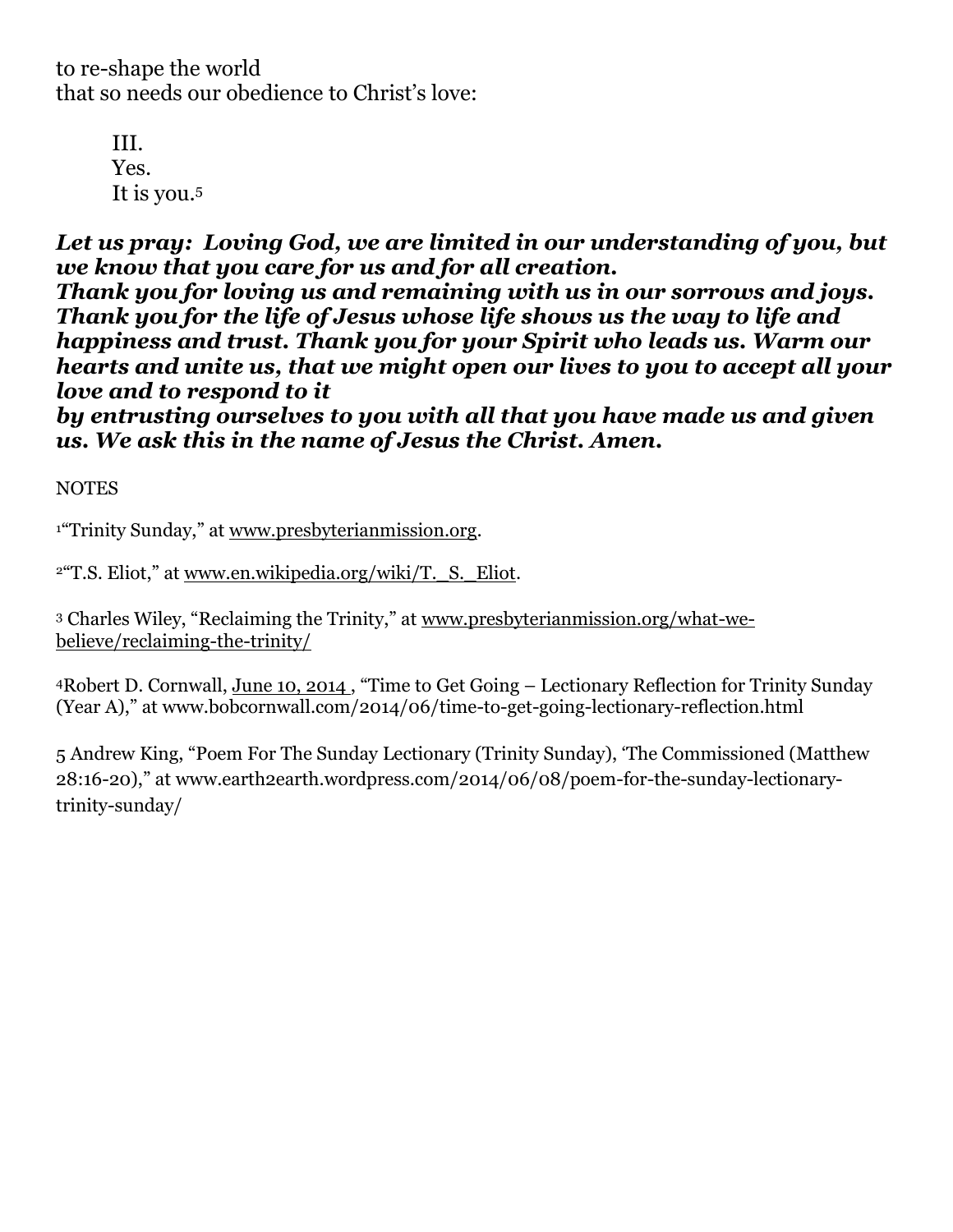to re-shape the world
that so needs our obedience to Christ's love:

> III.
> Yes.
> It is you.[5]

***Let us pray: Loving God, we are limited in our understanding of you, but we know that you care for us and for all creation.***
***Thank you for loving us and remaining with us in our sorrows and joys. Thank you for the life of Jesus whose life shows us the way to life and happiness and trust. Thank you for your Spirit who leads us. Warm our hearts and unite us, that we might open our lives to you to accept all your love and to respond to it***
***by entrusting ourselves to you with all that you have made us and given us. We ask this in the name of Jesus the Christ. Amen.***

NOTES

[1]"Trinity Sunday," at www.presbyterianmission.org.

[2]"T.S. Eliot," at www.en.wikipedia.org/wiki/T._S._Eliot.

[3] Charles Wiley, "Reclaiming the Trinity," at www.presbyterianmission.org/what-we-believe/reclaiming-the-trinity/

[4]Robert D. Cornwall, June 10, 2014 , "Time to Get Going – Lectionary Reflection for Trinity Sunday (Year A)," at www.bobcornwall.com/2014/06/time-to-get-going-lectionary-reflection.html

5 Andrew King, "Poem For The Sunday Lectionary (Trinity Sunday), 'The Commissioned (Matthew 28:16-20)," at www.earth2earth.wordpress.com/2014/06/08/poem-for-the-sunday-lectionary-trinity-sunday/